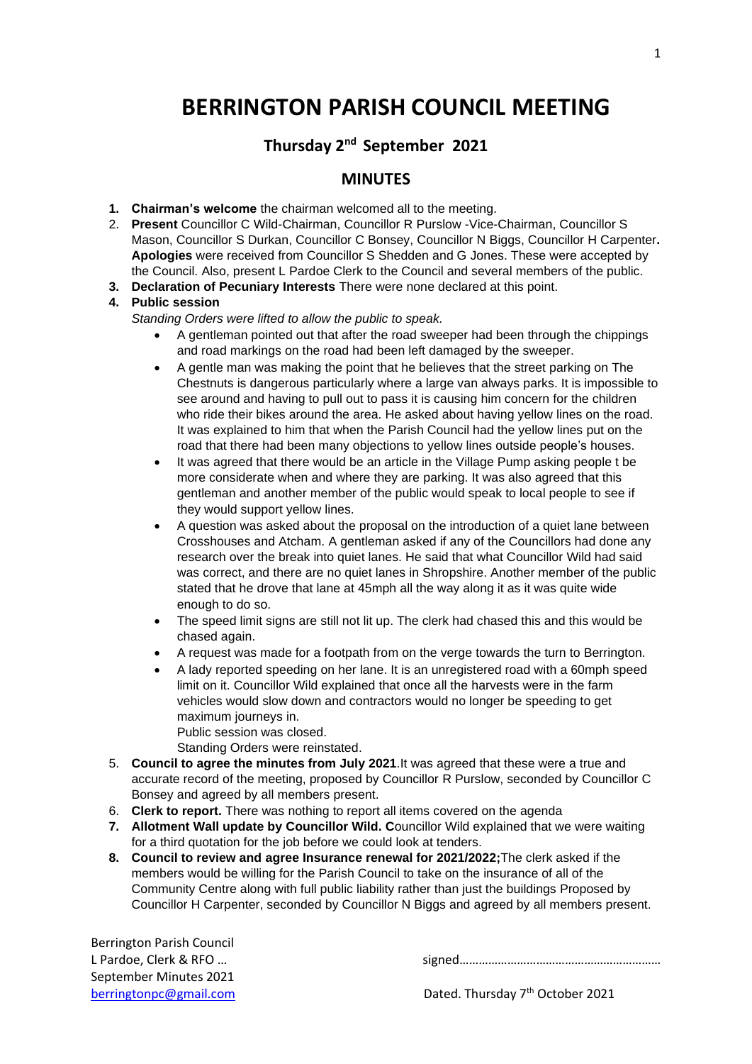# BERRINGTON PARISH COUNCIL MEETING

## Thursday 2nd September 2021

## MINUTES

1. **Chairman's welcome** the chairman welcomed all to the meeting.
2. **Present** Councillor C Wild-Chairman, Councillor R Purslow -Vice-Chairman, Councillor S Mason, Councillor S Durkan, Councillor C Bonsey, Councillor N Biggs, Councillor H Carpenter**.** **Apologies** were received from Councillor S Shedden and G Jones. These were accepted by the Council. Also, present L Pardoe Clerk to the Council and several members of the public.
3. **Declaration of Pecuniary Interests** There were none declared at this point.
4. **Public session**

   *Standing Orders were lifted to allow the public to speak.*

   - A gentleman pointed out that after the road sweeper had been through the chippings and road markings on the road had been left damaged by the sweeper.
   - A gentle man was making the point that he believes that the street parking on The Chestnuts is dangerous particularly where a large van always parks. It is impossible to see around and having to pull out to pass it is causing him concern for the children who ride their bikes around the area. He asked about having yellow lines on the road. It was explained to him that when the Parish Council had the yellow lines put on the road that there had been many objections to yellow lines outside people's houses.
   - It was agreed that there would be an article in the Village Pump asking people t be more considerate when and where they are parking. It was also agreed that this gentleman and another member of the public would speak to local people to see if they would support yellow lines.
   - A question was asked about the proposal on the introduction of a quiet lane between Crosshouses and Atcham. A gentleman asked if any of the Councillors had done any research over the break into quiet lanes. He said that what Councillor Wild had said was correct, and there are no quiet lanes in Shropshire. Another member of the public stated that he drove that lane at 45mph all the way along it as it was quite wide enough to do so.
   - The speed limit signs are still not lit up. The clerk had chased this and this would be chased again.
   - A request was made for a footpath from on the verge towards the turn to Berrington.
   - A lady reported speeding on her lane. It is an unregistered road with a 60mph speed limit on it. Councillor Wild explained that once all the harvests were in the farm vehicles would slow down and contractors would no longer be speeding to get maximum journeys in.

     Public session was closed.

     Standing Orders were reinstated.
5. **Council to agree the minutes from July 2021**.It was agreed that these were a true and accurate record of the meeting, proposed by Councillor R Purslow, seconded by Councillor C Bonsey and agreed by all members present.
6. **Clerk to report.** There was nothing to report all items covered on the agenda
7. **Allotment Wall update by Councillor Wild. C**ouncillor Wild explained that we were waiting for a third quotation for the job before we could look at tenders.
8. **Council to review and agree Insurance renewal for 2021/2022;**The clerk asked if the members would be willing for the Parish Council to take on the insurance of all of the Community Centre along with full public liability rather than just the buildings Proposed by Councillor H Carpenter, seconded by Councillor N Biggs and agreed by all members present.

Berrington Parish Council
L Pardoe, Clerk & RFO …
September Minutes 2021
berringtonpc@gmail.com

signed…………………………………………………………

Dated. Thursday 7th October 2021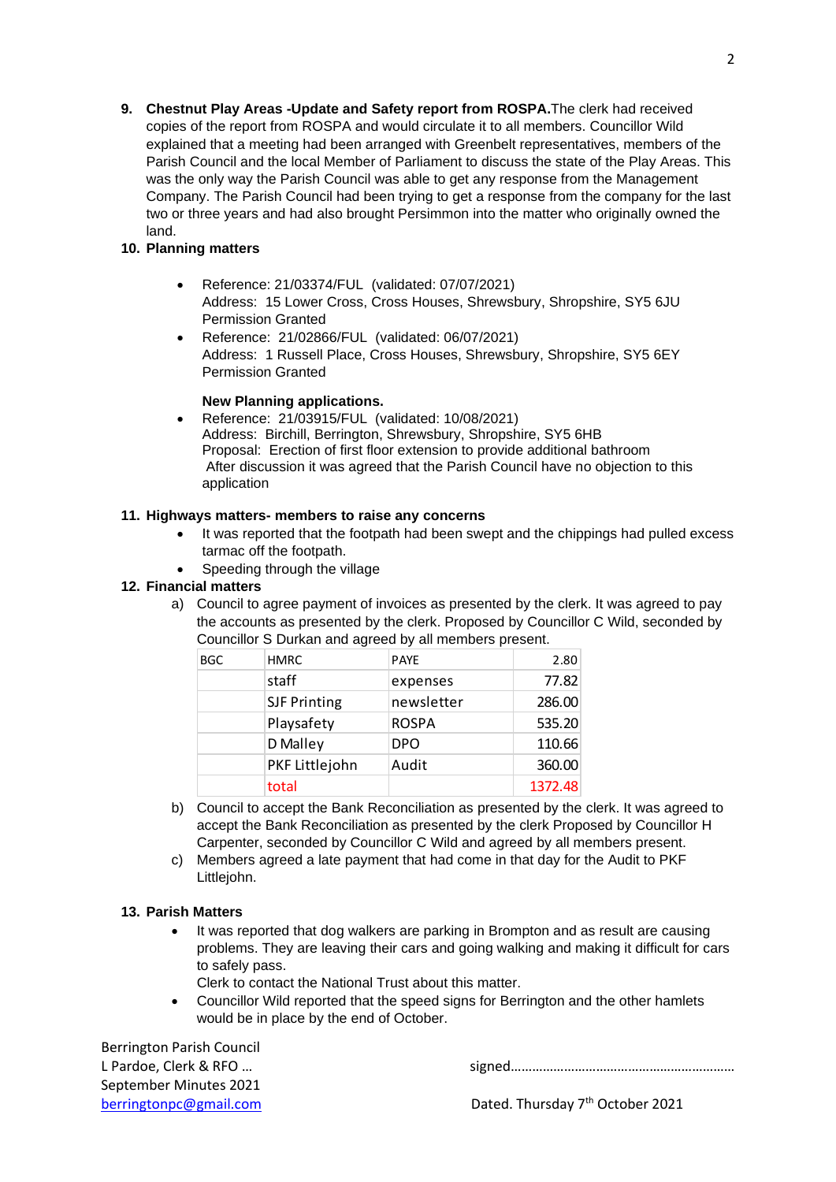9. **Chestnut Play Areas -Update and Safety report from ROSPA.** The clerk had received copies of the report from ROSPA and would circulate it to all members. Councillor Wild explained that a meeting had been arranged with Greenbelt representatives, members of the Parish Council and the local Member of Parliament to discuss the state of the Play Areas. This was the only way the Parish Council was able to get any response from the Management Company. The Parish Council had been trying to get a response from the company for the last two or three years and had also brought Persimmon into the matter who originally owned the land.

10. **Planning matters**

- Reference: 21/03374/FUL (validated: 07/07/2021)
  Address: 15 Lower Cross, Cross Houses, Shrewsbury, Shropshire, SY5 6JU
  Permission Granted
- Reference: 21/02866/FUL (validated: 06/07/2021)
  Address: 1 Russell Place, Cross Houses, Shrewsbury, Shropshire, SY5 6EY
  Permission Granted

**New Planning applications.**

- Reference: 21/03915/FUL (validated: 10/08/2021)
  Address: Birchill, Berrington, Shrewsbury, Shropshire, SY5 6HB
  Proposal: Erection of first floor extension to provide additional bathroom
  After discussion it was agreed that the Parish Council have no objection to this application

11. **Highways matters- members to raise any concerns**
    - It was reported that the footpath had been swept and the chippings had pulled excess tarmac off the footpath.
    - Speeding through the village

12. **Financial matters**

a) Council to agree payment of invoices as presented by the clerk. It was agreed to pay the accounts as presented by the clerk. Proposed by Councillor C Wild, seconded by Councillor S Durkan and agreed by all members present.

| BGC | HMRC | PAYE | 2.80 |
|---|---|---|---|
| | staff | expenses | 77.82 |
| | SJF Printing | newsletter | 286.00 |
| | Playsafety | ROSPA | 535.20 |
| | D Malley | DPO | 110.66 |
| | PKF Littlejohn | Audit | 360.00 |
| | total | | 1372.48 |

b) Council to accept the Bank Reconciliation as presented by the clerk. It was agreed to accept the Bank Reconciliation as presented by the clerk Proposed by Councillor H Carpenter, seconded by Councillor C Wild and agreed by all members present.

c) Members agreed a late payment that had come in that day for the Audit to PKF Littlejohn.

13. **Parish Matters**
    - It was reported that dog walkers are parking in Brompton and as result are causing problems. They are leaving their cars and going walking and making it difficult for cars to safely pass.
      Clerk to contact the National Trust about this matter.
    - Councillor Wild reported that the speed signs for Berrington and the other hamlets would be in place by the end of October.

Berrington Parish Council
L Pardoe, Clerk & RFO …
September Minutes 2021
berringtonpc@gmail.com

signed……………………………………………………

Dated. Thursday 7th October 2021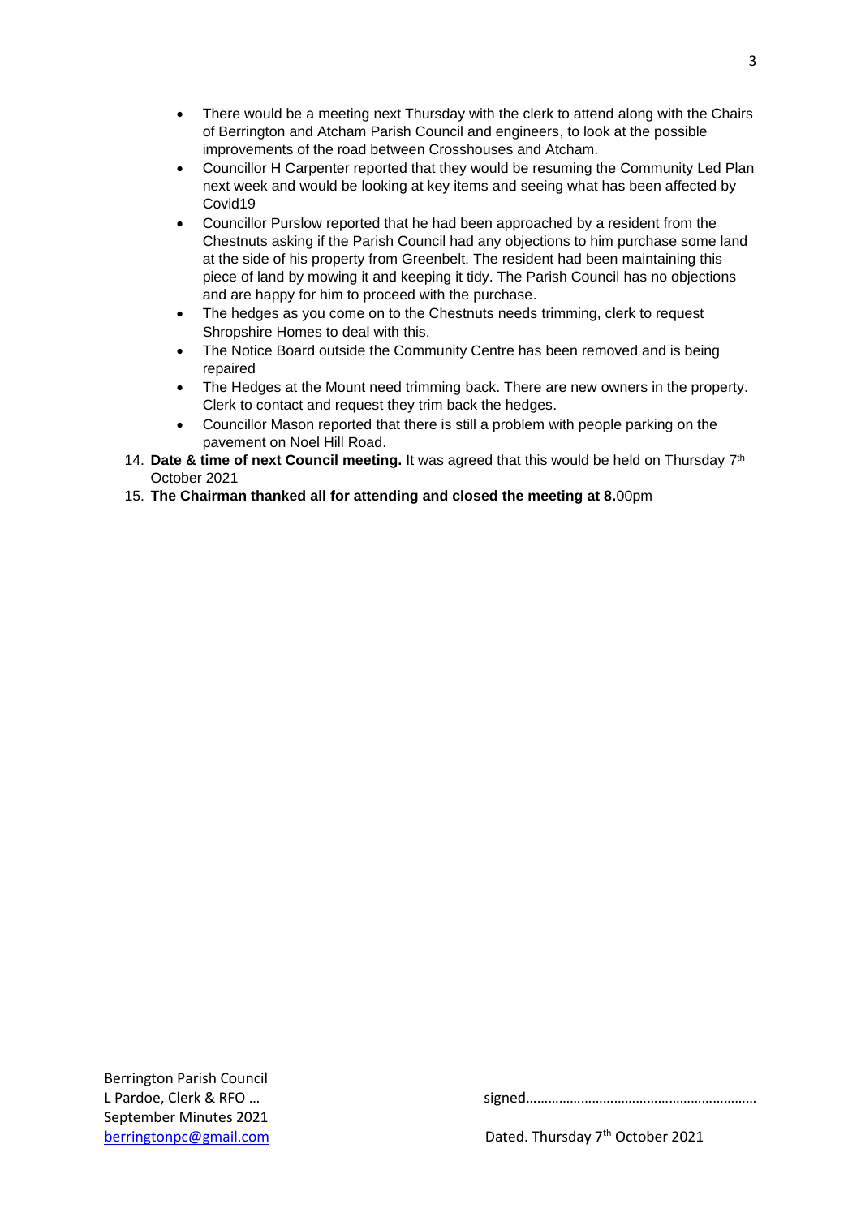- There would be a meeting next Thursday with the clerk to attend along with the Chairs of Berrington and Atcham Parish Council and engineers, to look at the possible improvements of the road between Crosshouses and Atcham.
- Councillor H Carpenter reported that they would be resuming the Community Led Plan next week and would be looking at key items and seeing what has been affected by Covid19
- Councillor Purslow reported that he had been approached by a resident from the Chestnuts asking if the Parish Council had any objections to him purchase some land at the side of his property from Greenbelt. The resident had been maintaining this piece of land by mowing it and keeping it tidy. The Parish Council has no objections and are happy for him to proceed with the purchase.
- The hedges as you come on to the Chestnuts needs trimming, clerk to request Shropshire Homes to deal with this.
- The Notice Board outside the Community Centre has been removed and is being repaired
- The Hedges at the Mount need trimming back. There are new owners in the property. Clerk to contact and request they trim back the hedges.
- Councillor Mason reported that there is still a problem with people parking on the pavement on Noel Hill Road.

14. **Date & time of next Council meeting.** It was agreed that this would be held on Thursday 7th October 2021
15. **The Chairman thanked all for attending and closed the meeting at 8.**00pm

Berrington Parish Council
L Pardoe, Clerk & RFO … signed……………………………………………………
September Minutes 2021
berringtonpc@gmail.com Dated. Thursday 7th October 2021